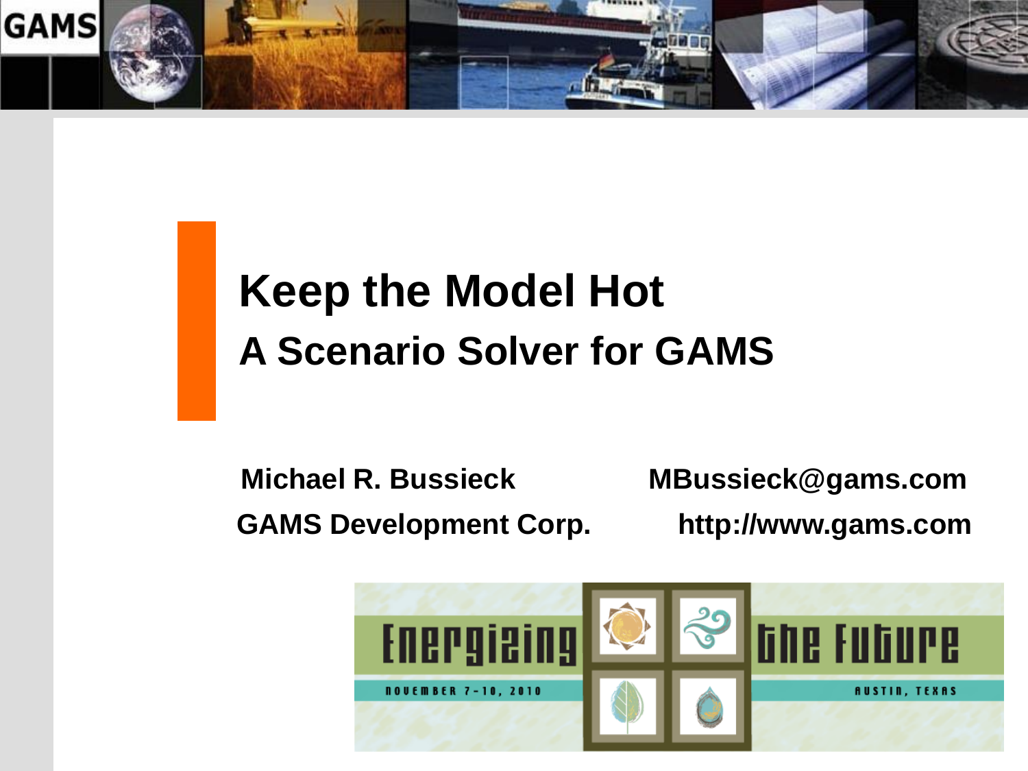# Keep the Model Hot

## A Scenario Solver for GAMS

**Michael R. Bussieck** **MBussieck@gams.com**

**GAMS Development Corp.** **http://www.gams.com**

Energizing the Future

NOVEMBER 7-10, 2010

AUSTIN, TEXAS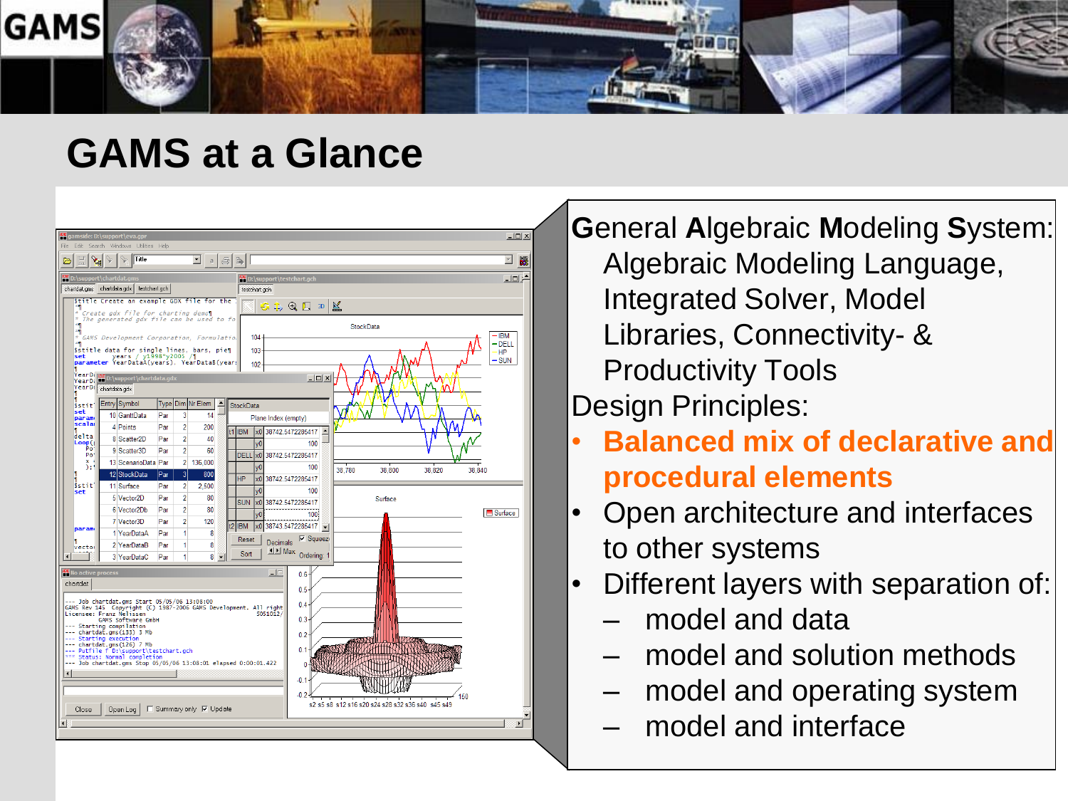# GAMS at a Glance

**G**eneral **A**lgebraic **M**odeling **S**ystem: Algebraic Modeling Language, Integrated Solver, Model Libraries, Connectivity- & Productivity Tools

Design Principles:

- **Balanced mix of declarative and procedural elements**
- Open architecture and interfaces to other systems
- Different layers with separation of:
  - model and data
  - model and solution methods
  - model and operating system
  - model and interface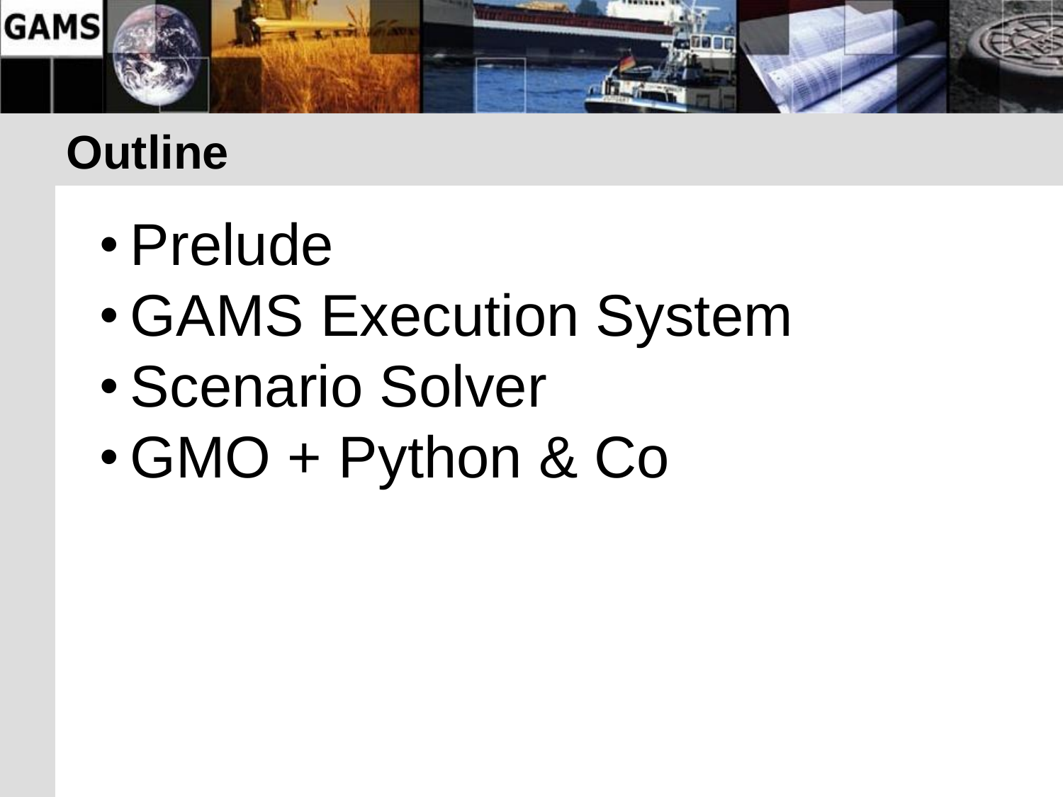# Outline

- Prelude
- GAMS Execution System
- Scenario Solver
- GMO + Python & Co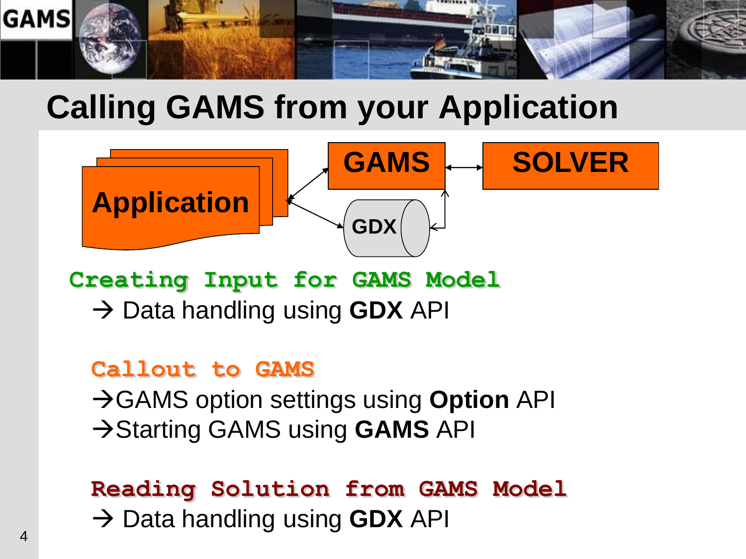# Calling GAMS from your Application

Application — GAMS — SOLVER — GDX

**Creating Input for GAMS Model**

→ Data handling using **GDX** API

**Callout to GAMS**

→GAMS option settings using **Option** API

→Starting GAMS using **GAMS** API

**Reading Solution from GAMS Model**

→ Data handling using **GDX** API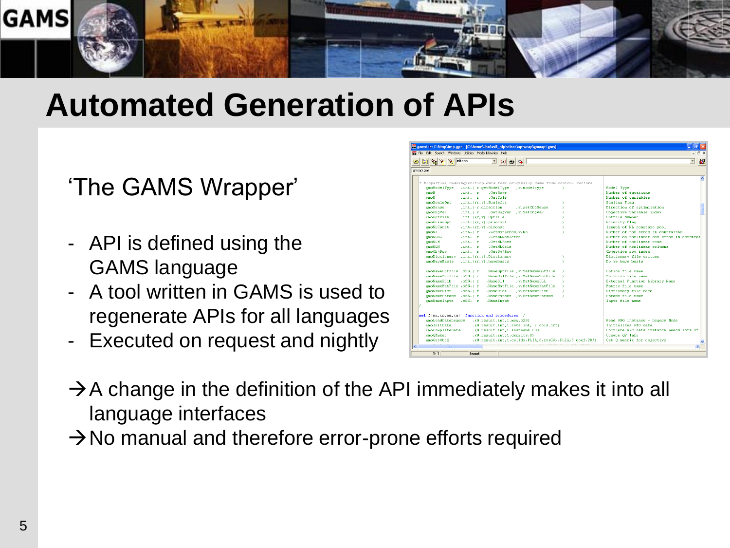# Automated Generation of APIs

'The GAMS Wrapper'

- API is defined using the GAMS language
- A tool written in GAMS is used to regenerate APIs for all languages
- Executed on request and nightly

→ A change in the definition of the API immediately makes it into all language interfaces

→ No manual and therefore error-prone efforts required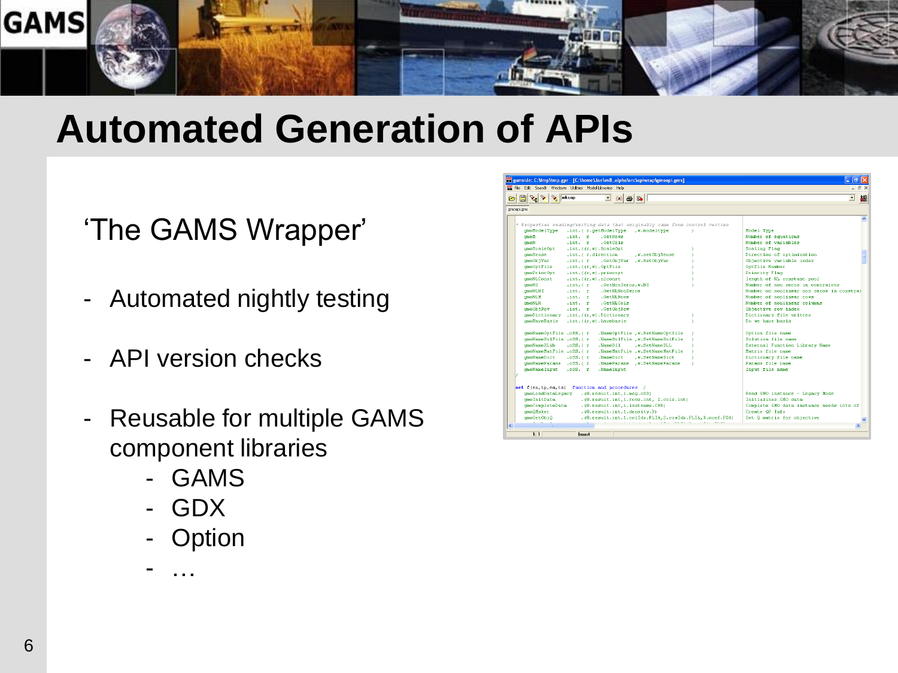# Automated Generation of APIs

'The GAMS Wrapper'

- Automated nightly testing
- API version checks
- Reusable for multiple GAMS component libraries
  - GAMS
  - GDX
  - Option
  - …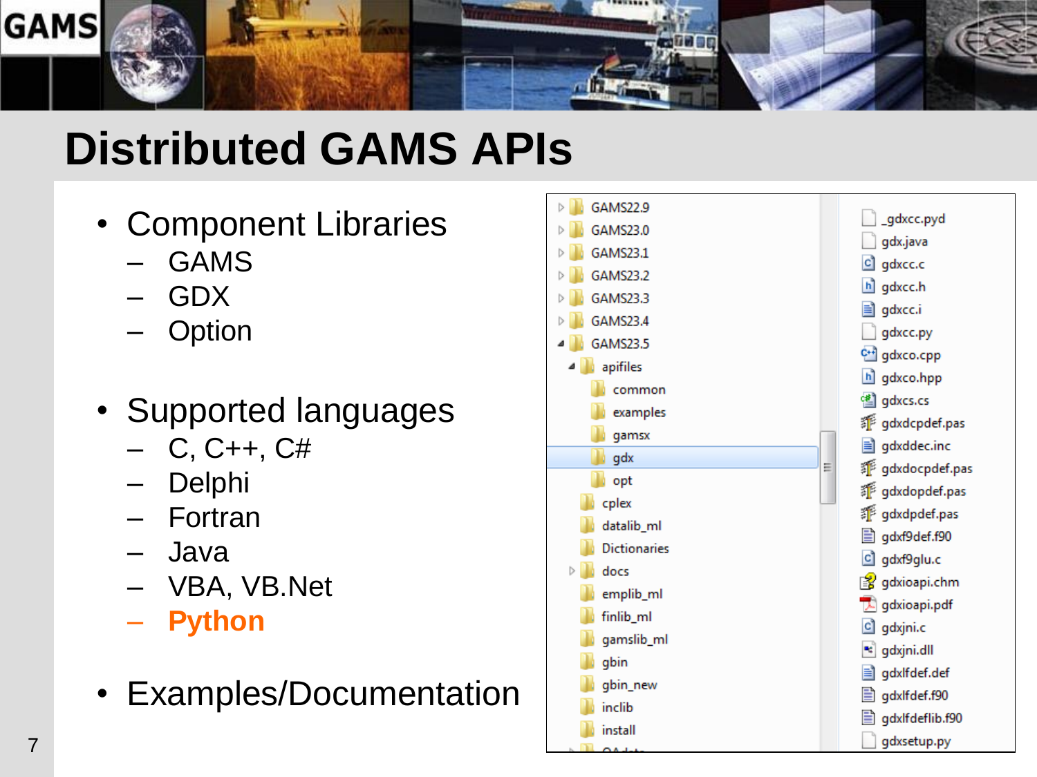# Distributed GAMS APIs

- Component Libraries
  - GAMS
  - GDX
  - Option
- Supported languages
  - C, C++, C#
  - Delphi
  - Fortran
  - Java
  - VBA, VB.Net
  - **Python**
- Examples/Documentation

- GAMS22.9
- GAMS23.0
- GAMS23.1
- GAMS23.2
- GAMS23.3
- GAMS23.4
- GAMS23.5
  - apifiles
    - common
    - examples
    - gamsx
    - gdx
    - opt
  - cplex
  - datalib_ml
  - Dictionaries
  - docs
  - emplib_ml
  - finlib_ml
  - gamslib_ml
  - gbin
  - gbin_new
  - inclib
  - install

- _gdxcc.pyd
- gdx.java
- gdxcc.c
- gdxcc.h
- gdxcc.i
- gdxcc.py
- gdxco.cpp
- gdxco.hpp
- gdxcs.cs
- gdxcpdef.pas
- gdxddec.inc
- gdxdocpdef.pas
- gdxdopdef.pas
- gdxdpdef.pas
- gdxf9def.f90
- gdxf9glu.c
- gdxioapi.chm
- gdxioapi.pdf
- gdxjni.c
- gdxjni.dll
- gdxlfdef.def
- gdxlfdef.f90
- gdxlfdeflib.f90
- gdxsetup.py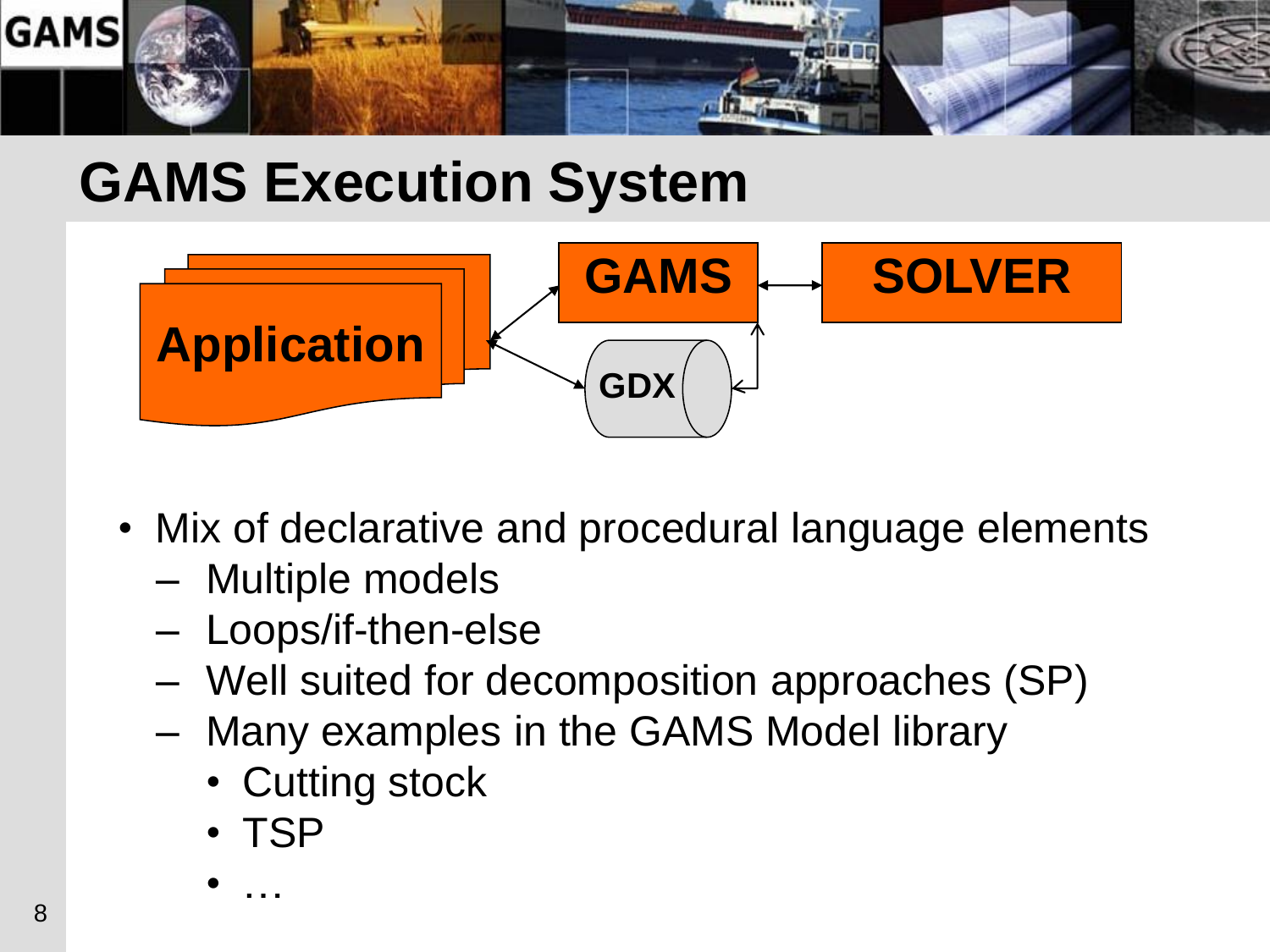# GAMS Execution System

Application

GAMS

SOLVER

GDX

- Mix of declarative and procedural language elements
  - Multiple models
  - Loops/if-then-else
  - Well suited for decomposition approaches (SP)
  - Many examples in the GAMS Model library
    - Cutting stock
    - TSP
    - …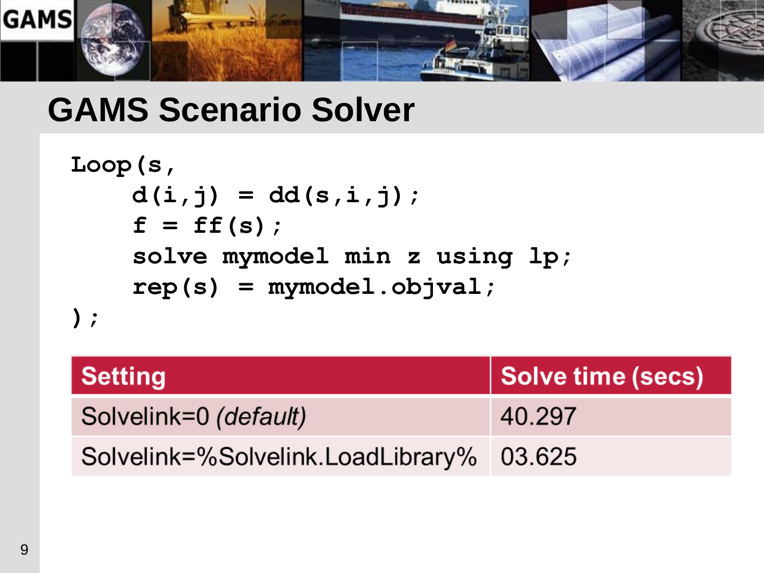# GAMS Scenario Solver

```
Loop(s,
    d(i,j) = dd(s,i,j);
    f = ff(s);
    solve mymodel min z using lp;
    rep(s) = mymodel.objval;
);
```

| Setting | Solve time (secs) |
|---|---|
| Solvelink=0 *(default)* | 40.297 |
| Solvelink=%Solvelink.LoadLibrary% | 03.625 |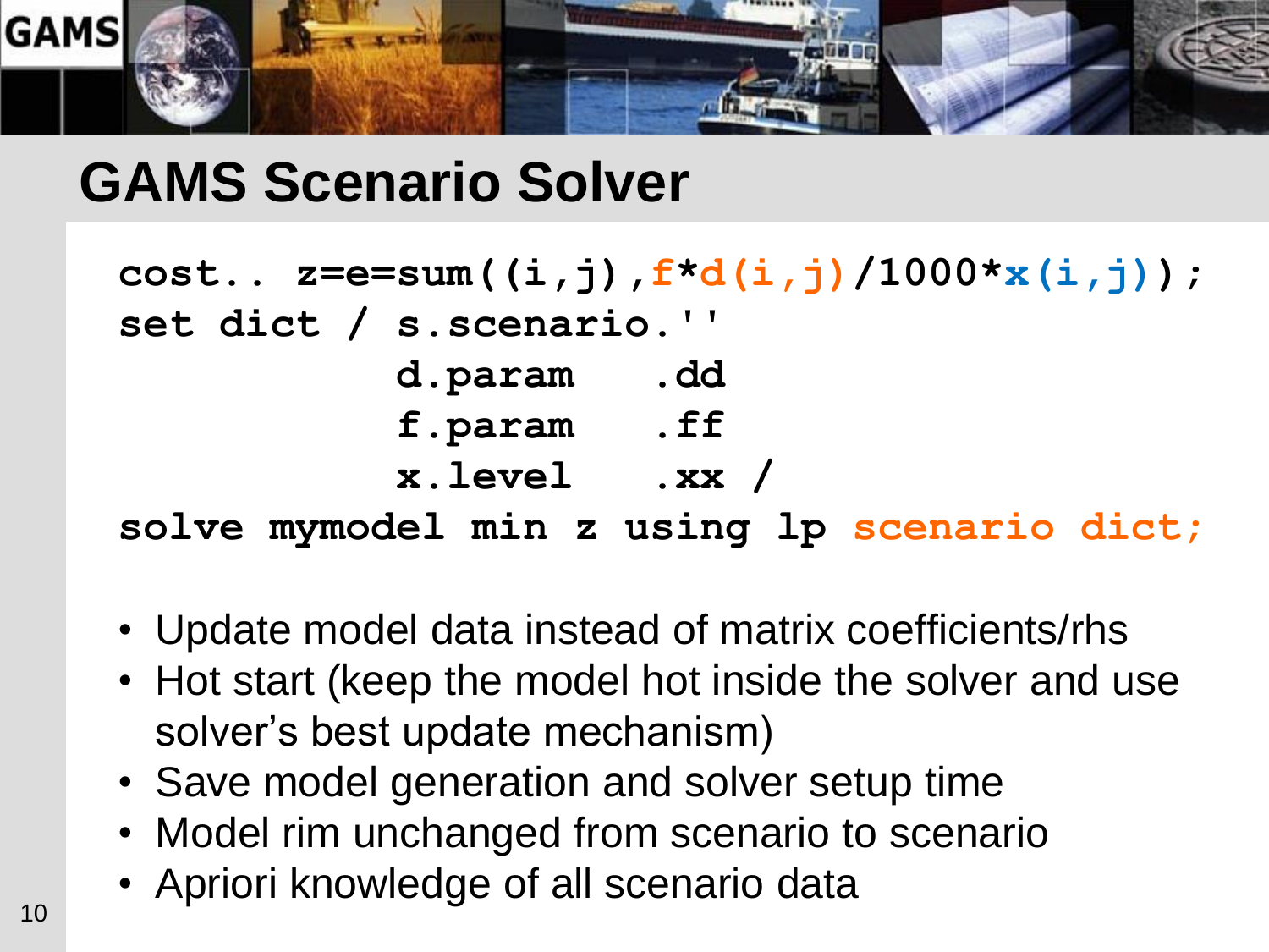# GAMS Scenario Solver

```
cost.. z=e=sum((i,j),f*d(i,j)/1000*x(i,j));
set dict / s.scenario.''
           d.param    .dd
           f.param    .ff
           x.level    .xx /
solve mymodel min z using lp scenario dict;
```

- Update model data instead of matrix coefficients/rhs
- Hot start (keep the model hot inside the solver and use solver's best update mechanism)
- Save model generation and solver setup time
- Model rim unchanged from scenario to scenario
- Apriori knowledge of all scenario data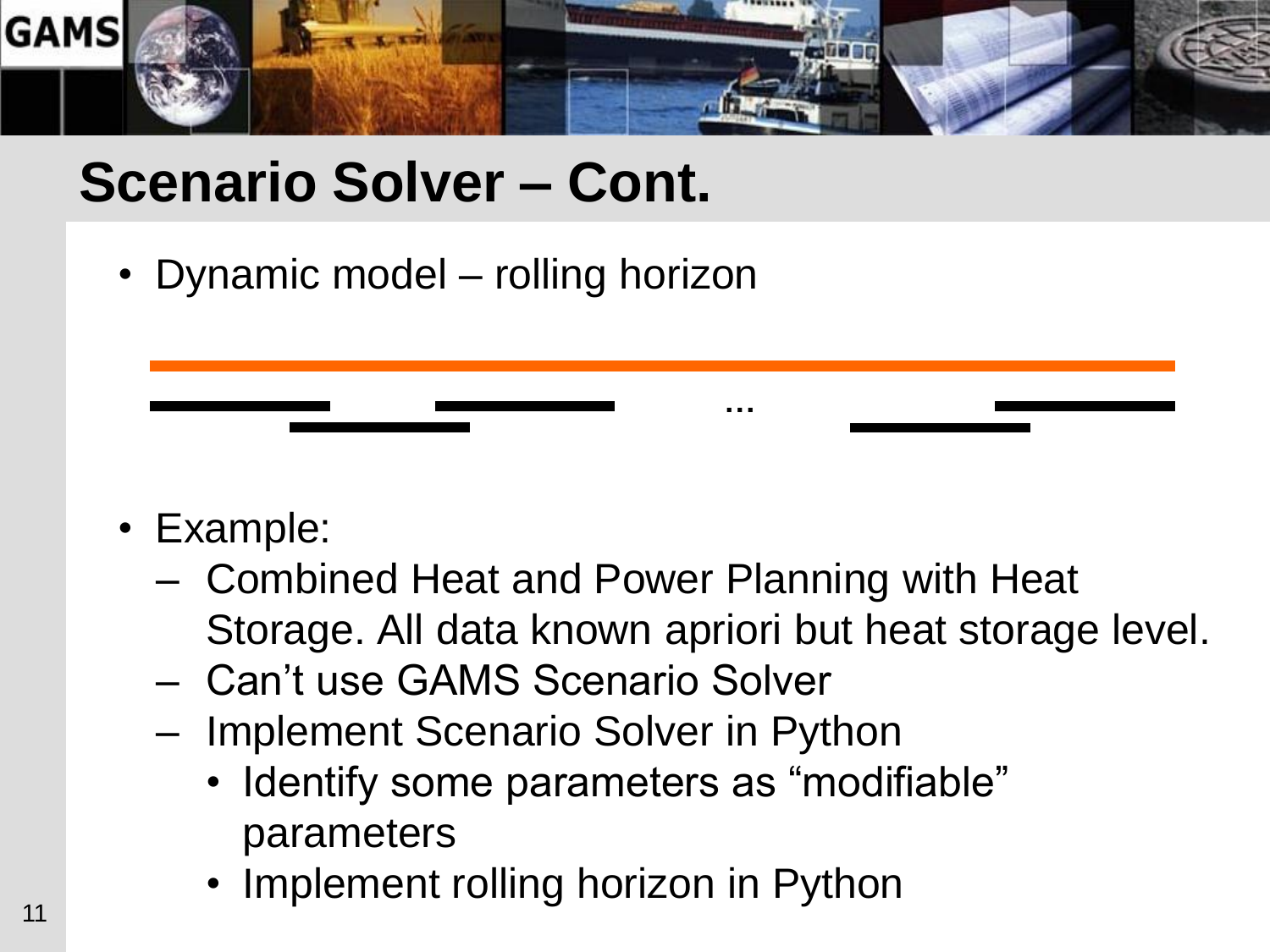# Scenario Solver – Cont.

- Dynamic model – rolling horizon

...

- Example:
  - Combined Heat and Power Planning with Heat Storage. All data known apriori but heat storage level.
  - Can't use GAMS Scenario Solver
  - Implement Scenario Solver in Python
    - Identify some parameters as "modifiable" parameters
    - Implement rolling horizon in Python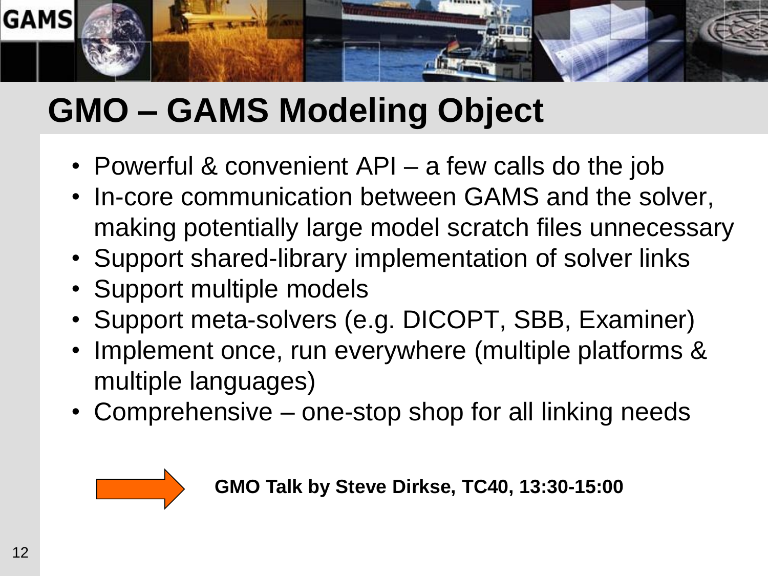# GMO – GAMS Modeling Object

- Powerful & convenient API – a few calls do the job
- In-core communication between GAMS and the solver, making potentially large model scratch files unnecessary
- Support shared-library implementation of solver links
- Support multiple models
- Support meta-solvers (e.g. DICOPT, SBB, Examiner)
- Implement once, run everywhere (multiple platforms & multiple languages)
- Comprehensive – one-stop shop for all linking needs

**GMO Talk by Steve Dirkse, TC40, 13:30-15:00**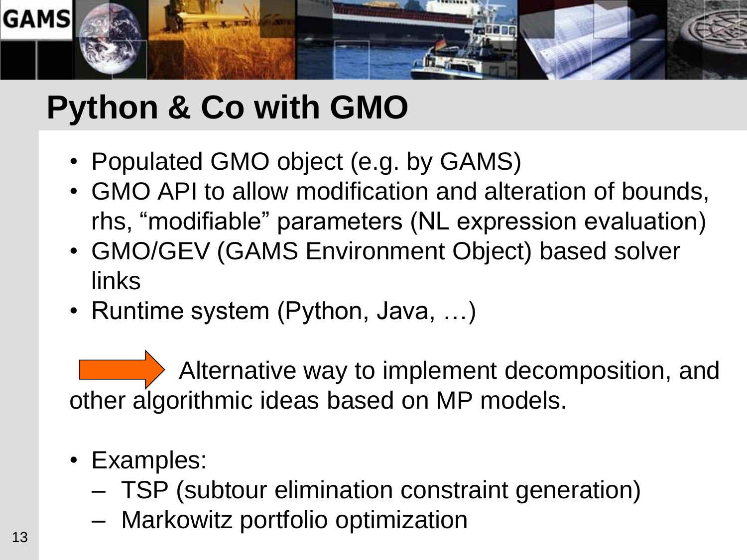# Python & Co with GMO

- Populated GMO object (e.g. by GAMS)
- GMO API to allow modification and alteration of bounds, rhs, “modifiable” parameters (NL expression evaluation)
- GMO/GEV (GAMS Environment Object) based solver links
- Runtime system (Python, Java, …)

→ Alternative way to implement decomposition, and other algorithmic ideas based on MP models.

- Examples:
  - TSP (subtour elimination constraint generation)
  - Markowitz portfolio optimization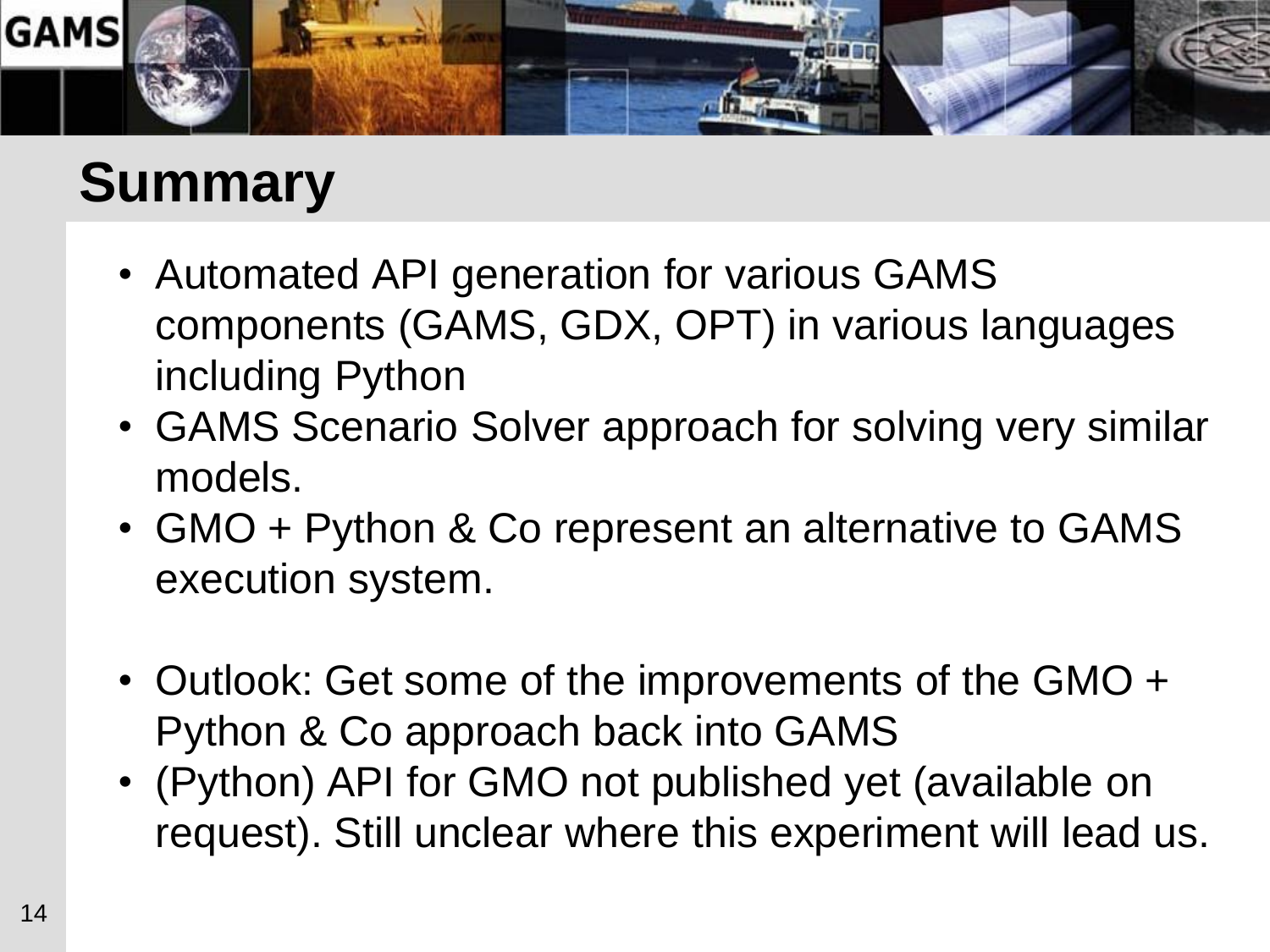# Summary

- Automated API generation for various GAMS components (GAMS, GDX, OPT) in various languages including Python
- GAMS Scenario Solver approach for solving very similar models.
- GMO + Python & Co represent an alternative to GAMS execution system.

- Outlook: Get some of the improvements of the GMO + Python & Co approach back into GAMS
- (Python) API for GMO not published yet (available on request). Still unclear where this experiment will lead us.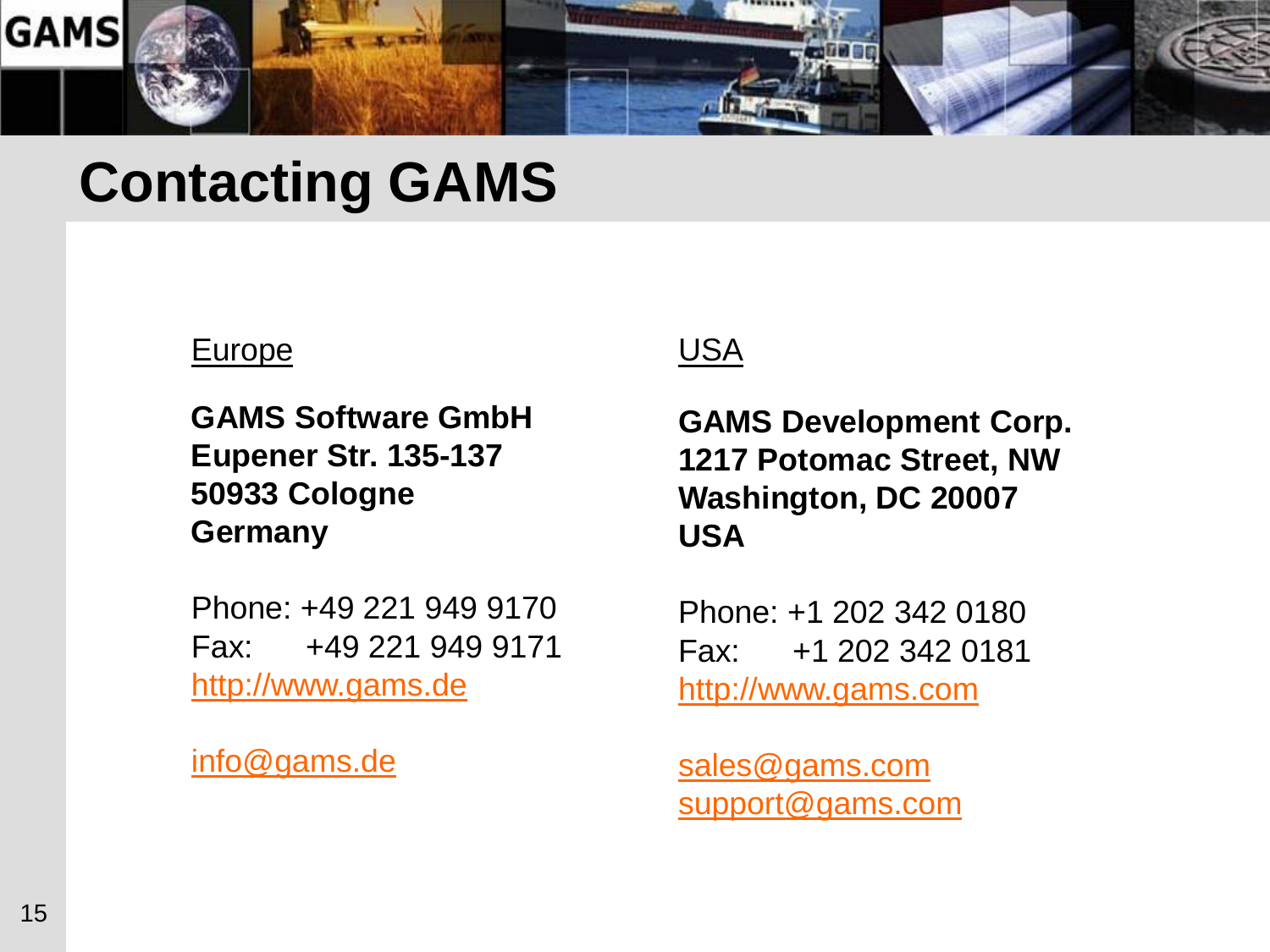# Contacting GAMS

Europe

**GAMS Software GmbH**
**Eupener Str. 135-137**
**50933 Cologne**
**Germany**

Phone: +49 221 949 9170
Fax: +49 221 949 9171
http://www.gams.de

info@gams.de

USA

**GAMS Development Corp.**
**1217 Potomac Street, NW**
**Washington, DC 20007**
**USA**

Phone: +1 202 342 0180
Fax: +1 202 342 0181
http://www.gams.com

sales@gams.com
support@gams.com